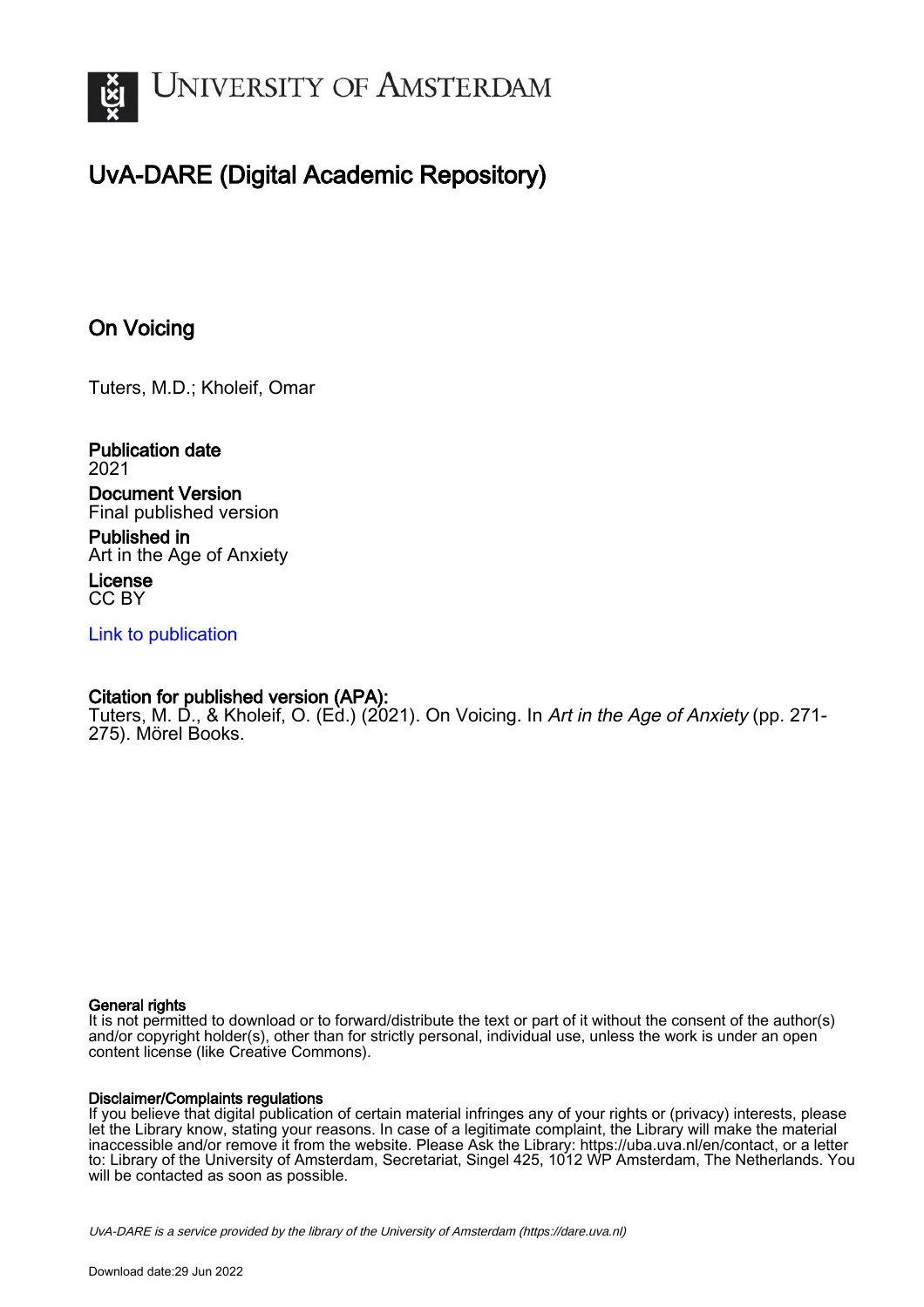# UvA-DARE (Digital Academic Repository)

## On Voicing

Tuters, M.D.; Kholeif, Omar

**Publication date**
2021

**Document Version**
Final published version

**Published in**
Art in the Age of Anxiety

**License**
CC BY

[Link to publication]

**Citation for published version (APA):**
Tuters, M. D., & Kholeif, O. (Ed.) (2021). On Voicing. In *Art in the Age of Anxiety* (pp. 271-275). Mörel Books.

**General rights**
It is not permitted to download or to forward/distribute the text or part of it without the consent of the author(s) and/or copyright holder(s), other than for strictly personal, individual use, unless the work is under an open content license (like Creative Commons).

**Disclaimer/Complaints regulations**
If you believe that digital publication of certain material infringes any of your rights or (privacy) interests, please let the Library know, stating your reasons. In case of a legitimate complaint, the Library will make the material inaccessible and/or remove it from the website. Please Ask the Library: https://uba.uva.nl/en/contact, or a letter to: Library of the University of Amsterdam, Secretariat, Singel 425, 1012 WP Amsterdam, The Netherlands. You will be contacted as soon as possible.

UvA-DARE is a service provided by the library of the University of Amsterdam (https://dare.uva.nl)

Download date:29 Jun 2022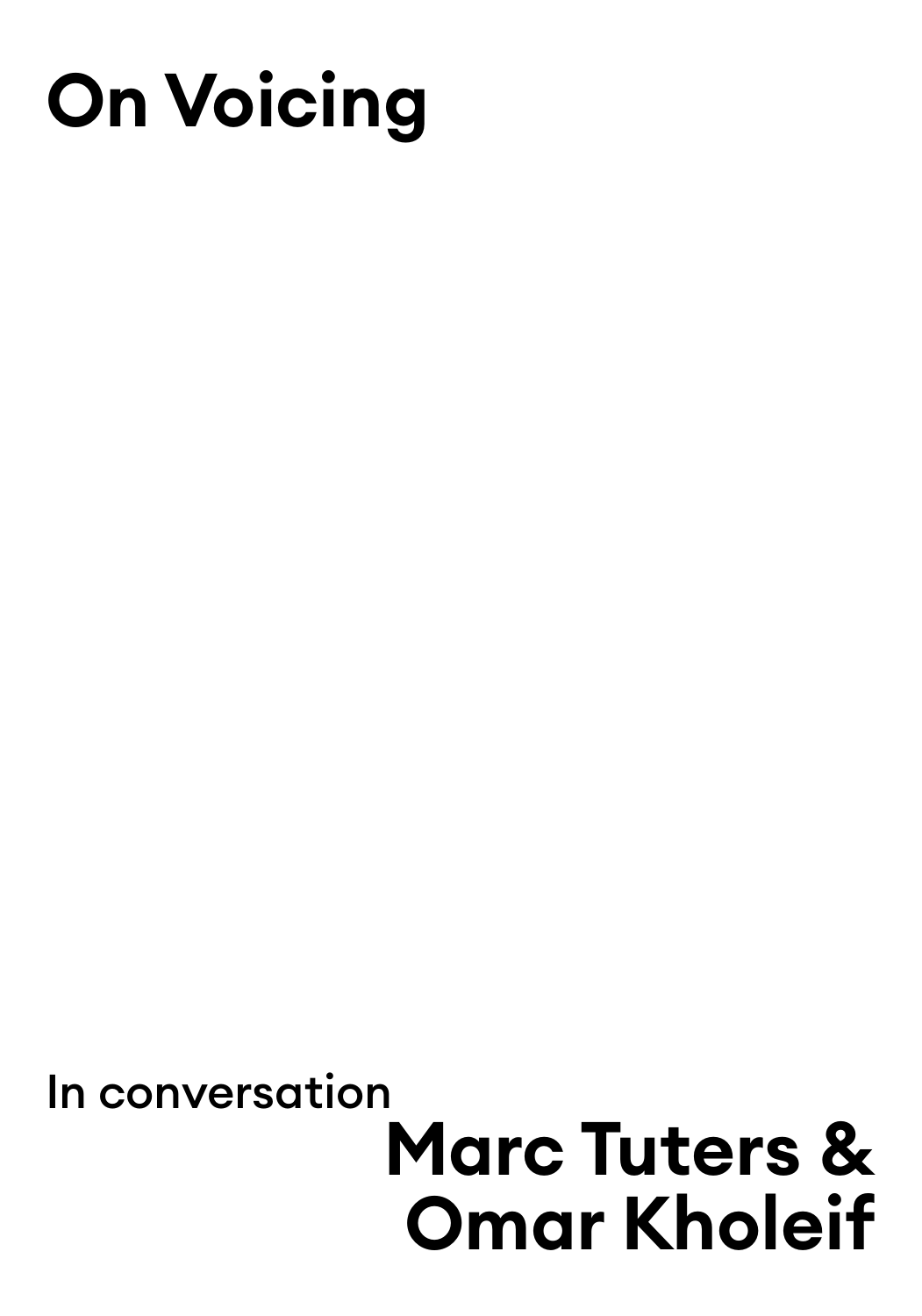# On Voicing

In conversation

**Marc Tuters & Omar Kholeif**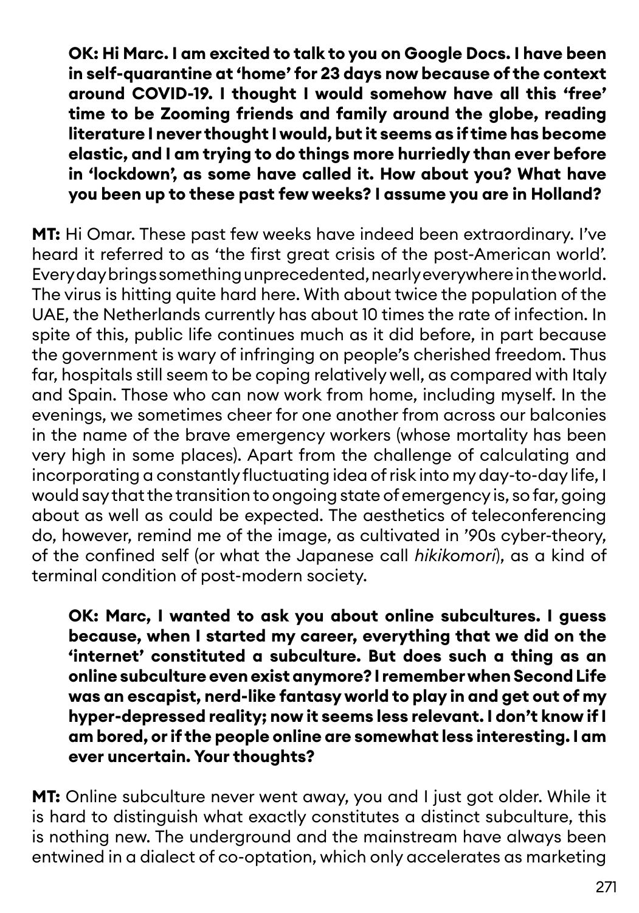**OK: Hi Marc. I am excited to talk to you on Google Docs. I have been in self-quarantine at 'home' for 23 days now because of the context around COVID-19. I thought I would somehow have all this 'free' time to be Zooming friends and family around the globe, reading literature I never thought I would, but it seems as if time has become elastic, and I am trying to do things more hurriedly than ever before in 'lockdown', as some have called it. How about you? What have you been up to these past few weeks? I assume you are in Holland?**

**MT:** Hi Omar. These past few weeks have indeed been extraordinary. I've heard it referred to as 'the first great crisis of the post-American world'. Every day brings something unprecedented, nearly everywhere in the world. The virus is hitting quite hard here. With about twice the population of the UAE, the Netherlands currently has about 10 times the rate of infection. In spite of this, public life continues much as it did before, in part because the government is wary of infringing on people's cherished freedom. Thus far, hospitals still seem to be coping relatively well, as compared with Italy and Spain. Those who can now work from home, including myself. In the evenings, we sometimes cheer for one another from across our balconies in the name of the brave emergency workers (whose mortality has been very high in some places). Apart from the challenge of calculating and incorporating a constantly fluctuating idea of risk into my day-to-day life, I would say that the transition to ongoing state of emergency is, so far, going about as well as could be expected. The aesthetics of teleconferencing do, however, remind me of the image, as cultivated in '90s cyber-theory, of the confined self (or what the Japanese call *hikikomori*), as a kind of terminal condition of post-modern society.

**OK: Marc, I wanted to ask you about online subcultures. I guess because, when I started my career, everything that we did on the 'internet' constituted a subculture. But does such a thing as an online subculture even exist anymore? I remember when Second Life was an escapist, nerd-like fantasy world to play in and get out of my hyper-depressed reality; now it seems less relevant. I don't know if I am bored, or if the people online are somewhat less interesting. I am ever uncertain. Your thoughts?**

**MT:** Online subculture never went away, you and I just got older. While it is hard to distinguish what exactly constitutes a distinct subculture, this is nothing new. The underground and the mainstream have always been entwined in a dialect of co-optation, which only accelerates as marketing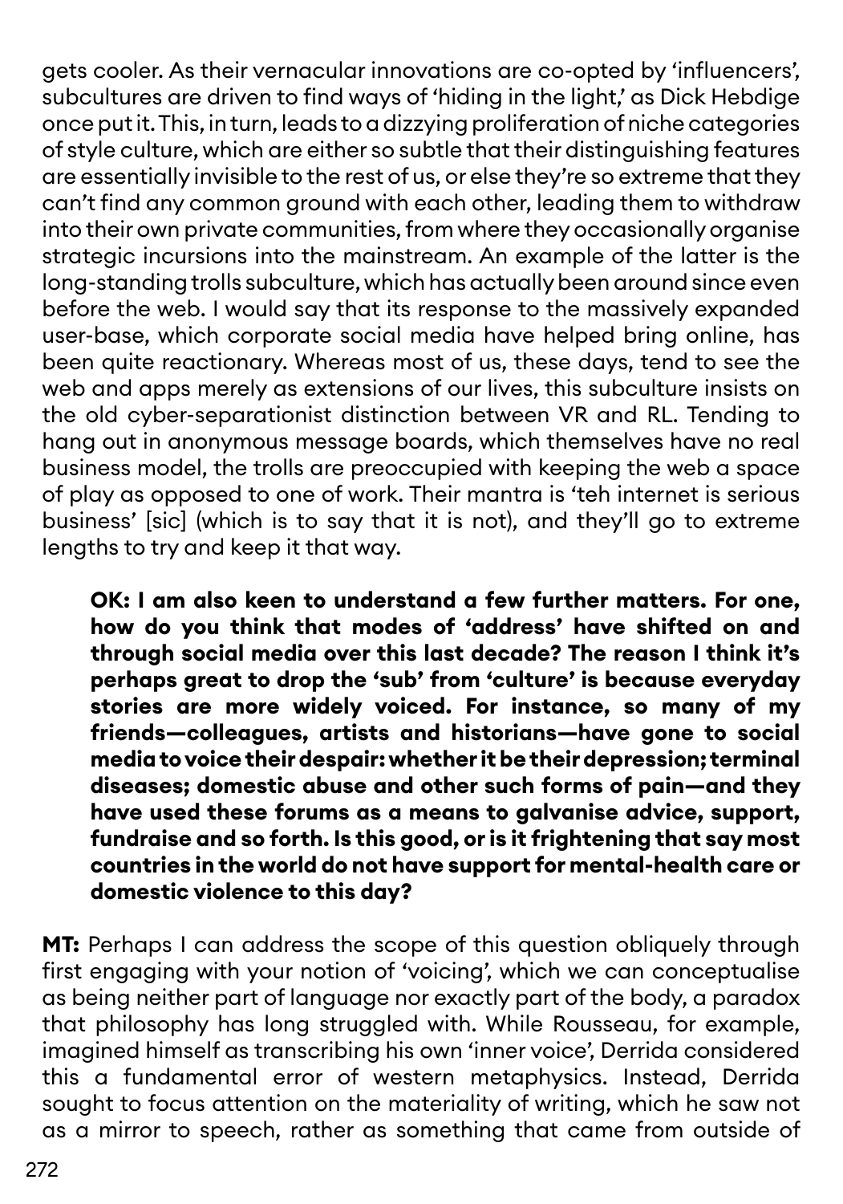gets cooler. As their vernacular innovations are co-opted by 'influencers', subcultures are driven to find ways of 'hiding in the light,' as Dick Hebdige once put it. This, in turn, leads to a dizzying proliferation of niche categories of style culture, which are either so subtle that their distinguishing features are essentially invisible to the rest of us, or else they're so extreme that they can't find any common ground with each other, leading them to withdraw into their own private communities, from where they occasionally organise strategic incursions into the mainstream. An example of the latter is the long-standing trolls subculture, which has actually been around since even before the web. I would say that its response to the massively expanded user-base, which corporate social media have helped bring online, has been quite reactionary. Whereas most of us, these days, tend to see the web and apps merely as extensions of our lives, this subculture insists on the old cyber-separationist distinction between VR and RL. Tending to hang out in anonymous message boards, which themselves have no real business model, the trolls are preoccupied with keeping the web a space of play as opposed to one of work. Their mantra is 'teh internet is serious business' [sic] (which is to say that it is not), and they'll go to extreme lengths to try and keep it that way.

**OK: I am also keen to understand a few further matters. For one, how do you think that modes of 'address' have shifted on and through social media over this last decade? The reason I think it's perhaps great to drop the 'sub' from 'culture' is because everyday stories are more widely voiced. For instance, so many of my friends—colleagues, artists and historians—have gone to social media to voice their despair: whether it be their depression; terminal diseases; domestic abuse and other such forms of pain—and they have used these forums as a means to galvanise advice, support, fundraise and so forth. Is this good, or is it frightening that say most countries in the world do not have support for mental-health care or domestic violence to this day?**

**MT:** Perhaps I can address the scope of this question obliquely through first engaging with your notion of 'voicing', which we can conceptualise as being neither part of language nor exactly part of the body, a paradox that philosophy has long struggled with. While Rousseau, for example, imagined himself as transcribing his own 'inner voice', Derrida considered this a fundamental error of western metaphysics. Instead, Derrida sought to focus attention on the materiality of writing, which he saw not as a mirror to speech, rather as something that came from outside of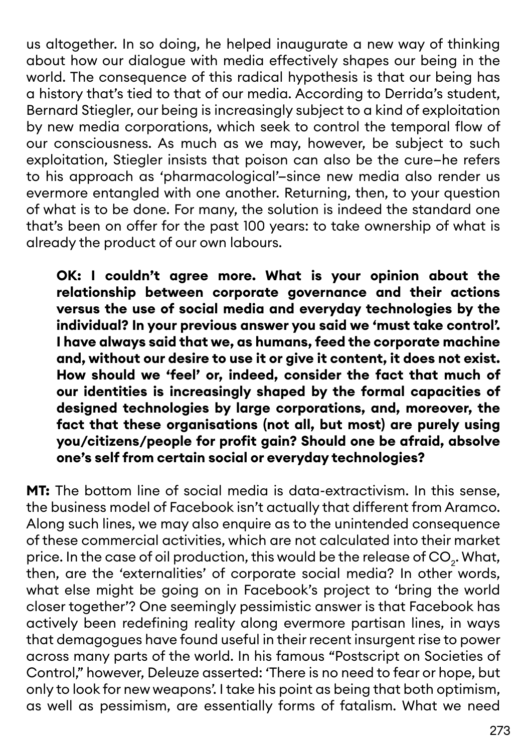us altogether. In so doing, he helped inaugurate a new way of thinking about how our dialogue with media effectively shapes our being in the world. The consequence of this radical hypothesis is that our being has a history that's tied to that of our media. According to Derrida's student, Bernard Stiegler, our being is increasingly subject to a kind of exploitation by new media corporations, which seek to control the temporal flow of our consciousness. As much as we may, however, be subject to such exploitation, Stiegler insists that poison can also be the cure–he refers to his approach as 'pharmacological'–since new media also render us evermore entangled with one another. Returning, then, to your question of what is to be done. For many, the solution is indeed the standard one that's been on offer for the past 100 years: to take ownership of what is already the product of our own labours.

> **OK: I couldn't agree more. What is your opinion about the relationship between corporate governance and their actions versus the use of social media and everyday technologies by the individual? In your previous answer you said we 'must take control'. I have always said that we, as humans, feed the corporate machine and, without our desire to use it or give it content, it does not exist. How should we 'feel' or, indeed, consider the fact that much of our identities is increasingly shaped by the formal capacities of designed technologies by large corporations, and, moreover, the fact that these organisations (not all, but most) are purely using you/citizens/people for profit gain? Should one be afraid, absolve one's self from certain social or everyday technologies?**

**MT:** The bottom line of social media is data-extractivism. In this sense, the business model of Facebook isn't actually that different from Aramco. Along such lines, we may also enquire as to the unintended consequence of these commercial activities, which are not calculated into their market price. In the case of oil production, this would be the release of $CO_2$. What, then, are the 'externalities' of corporate social media? In other words, what else might be going on in Facebook's project to 'bring the world closer together'? One seemingly pessimistic answer is that Facebook has actively been redefining reality along evermore partisan lines, in ways that demagogues have found useful in their recent insurgent rise to power across many parts of the world. In his famous "Postscript on Societies of Control," however, Deleuze asserted: 'There is no need to fear or hope, but only to look for new weapons'. I take his point as being that both optimism, as well as pessimism, are essentially forms of fatalism. What we need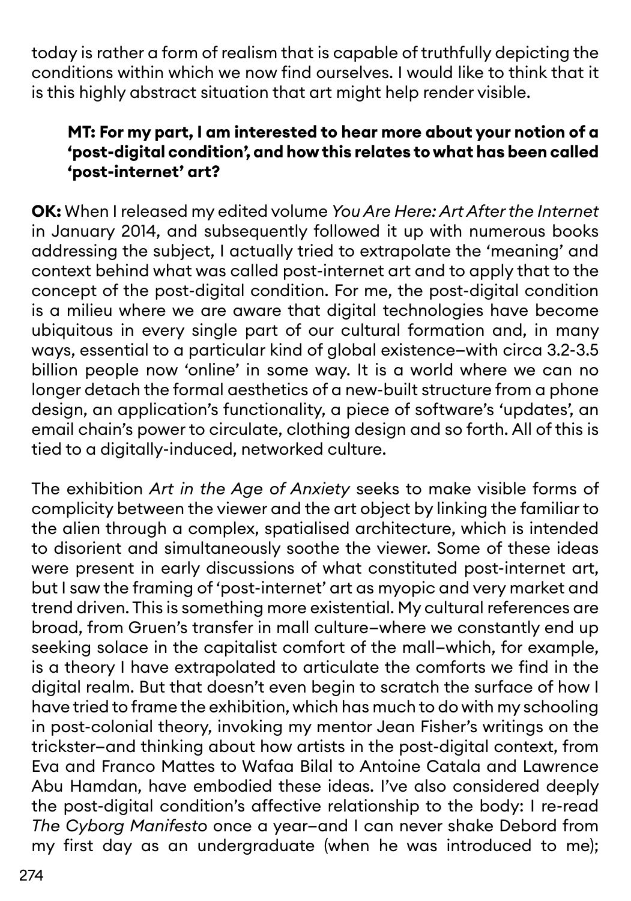today is rather a form of realism that is capable of truthfully depicting the conditions within which we now find ourselves. I would like to think that it is this highly abstract situation that art might help render visible.

**MT: For my part, I am interested to hear more about your notion of a 'post-digital condition', and how this relates to what has been called 'post-internet' art?**

**OK:** When I released my edited volume *You Are Here: Art After the Internet* in January 2014, and subsequently followed it up with numerous books addressing the subject, I actually tried to extrapolate the 'meaning' and context behind what was called post-internet art and to apply that to the concept of the post-digital condition. For me, the post-digital condition is a milieu where we are aware that digital technologies have become ubiquitous in every single part of our cultural formation and, in many ways, essential to a particular kind of global existence–with circa 3.2-3.5 billion people now 'online' in some way. It is a world where we can no longer detach the formal aesthetics of a new-built structure from a phone design, an application's functionality, a piece of software's 'updates', an email chain's power to circulate, clothing design and so forth. All of this is tied to a digitally-induced, networked culture.

The exhibition *Art in the Age of Anxiety* seeks to make visible forms of complicity between the viewer and the art object by linking the familiar to the alien through a complex, spatialised architecture, which is intended to disorient and simultaneously soothe the viewer. Some of these ideas were present in early discussions of what constituted post-internet art, but I saw the framing of 'post-internet' art as myopic and very market and trend driven. This is something more existential. My cultural references are broad, from Gruen's transfer in mall culture–where we constantly end up seeking solace in the capitalist comfort of the mall–which, for example, is a theory I have extrapolated to articulate the comforts we find in the digital realm. But that doesn't even begin to scratch the surface of how I have tried to frame the exhibition, which has much to do with my schooling in post-colonial theory, invoking my mentor Jean Fisher's writings on the trickster–and thinking about how artists in the post-digital context, from Eva and Franco Mattes to Wafaa Bilal to Antoine Catala and Lawrence Abu Hamdan, have embodied these ideas. I've also considered deeply the post-digital condition's affective relationship to the body: I re-read *The Cyborg Manifesto* once a year–and I can never shake Debord from my first day as an undergraduate (when he was introduced to me);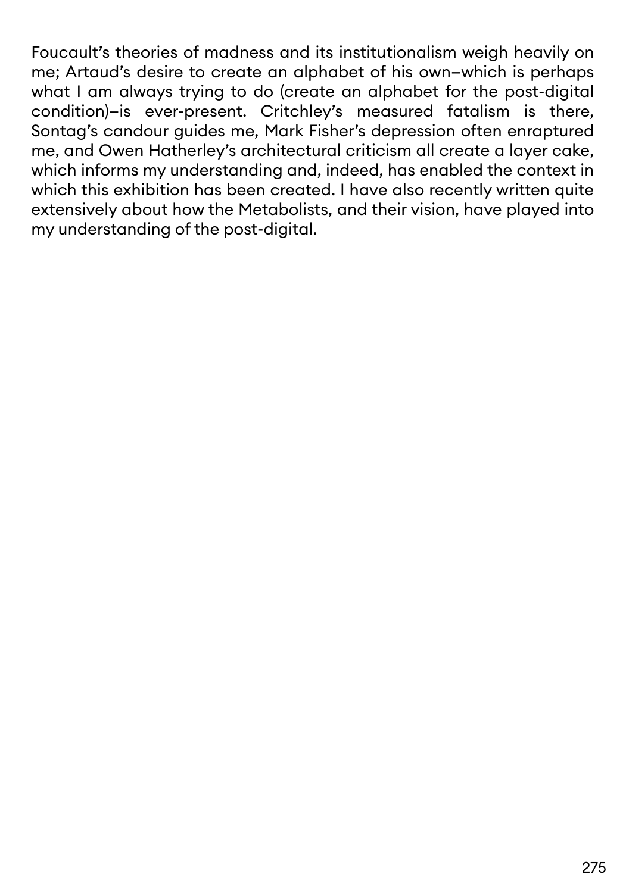Foucault's theories of madness and its institutionalism weigh heavily on me; Artaud's desire to create an alphabet of his own–which is perhaps what I am always trying to do (create an alphabet for the post-digital condition)–is ever-present. Critchley's measured fatalism is there, Sontag's candour guides me, Mark Fisher's depression often enraptured me, and Owen Hatherley's architectural criticism all create a layer cake, which informs my understanding and, indeed, has enabled the context in which this exhibition has been created. I have also recently written quite extensively about how the Metabolists, and their vision, have played into my understanding of the post-digital.